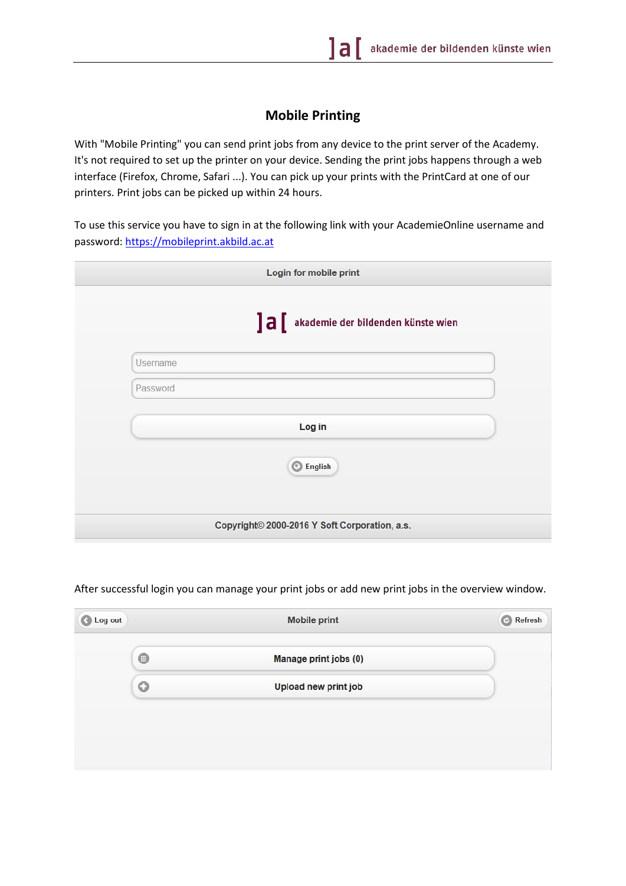# Mobile Printing

With "Mobile Printing" you can send print jobs from any device to the print server of the Academy. It's not required to set up the printer on your device. Sending the print jobs happens through a web interface (Firefox, Chrome, Safari ...). You can pick up your prints with the PrintCard at one of our printers. Print jobs can be picked up within 24 hours.

To use this service you have to sign in at the following link with your AcademieOnline username and password: https://mobileprint.akbild.ac.at

Login for mobile print

]a[ akademie der bildenden künste wien

Username

Password

Log in

English

Copyright© 2000-2016 Y Soft Corporation, a.s.

After successful login you can manage your print jobs or add new print jobs in the overview window.

Log out | Mobile print | Refresh

Manage print jobs (0)

Upload new print job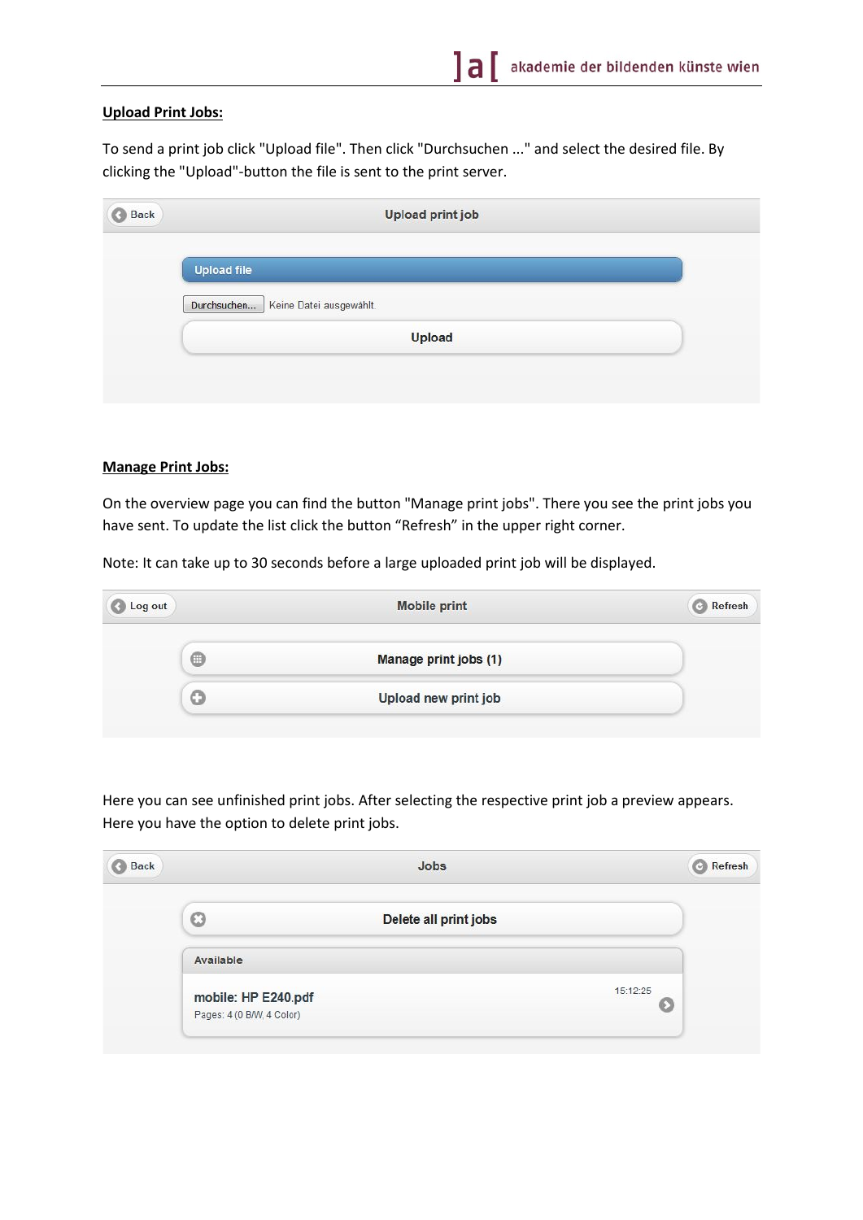**Upload Print Jobs:**

To send a print job click "Upload file". Then click "Durchsuchen ..." and select the desired file. By clicking the "Upload"-button the file is sent to the print server.

Back

Upload print job

Upload file

Durchsuchen... Keine Datei ausgewählt

Upload

**Manage Print Jobs:**

On the overview page you can find the button "Manage print jobs". There you see the print jobs you have sent. To update the list click the button "Refresh" in the upper right corner.

Note: It can take up to 30 seconds before a large uploaded print job will be displayed.

Log out

Mobile print

Refresh

Manage print jobs (1)

Upload new print job

Here you can see unfinished print jobs. After selecting the respective print job a preview appears. Here you have the option to delete print jobs.

Back

Jobs

Refresh

Delete all print jobs

Available

mobile: HP E240.pdf

Pages: 4 (0 B/W, 4 Color)

15:12:25